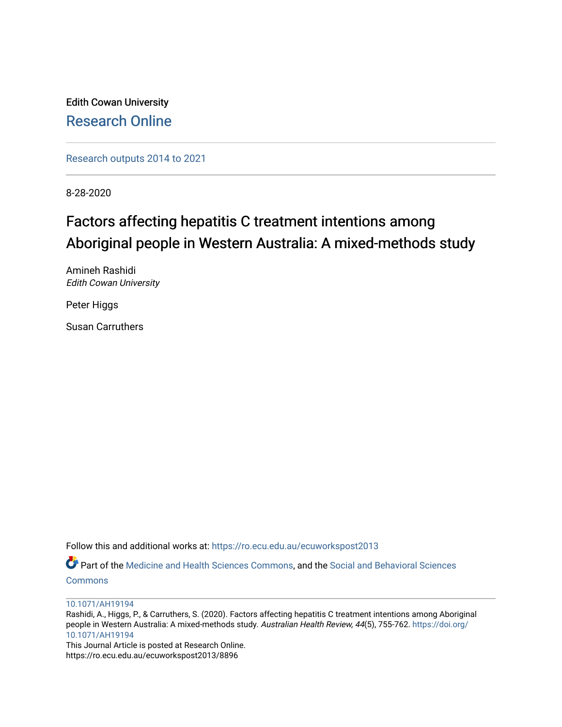Edith Cowan University

Research Online

Research outputs 2014 to 2021

8-28-2020

# Factors affecting hepatitis C treatment intentions among Aboriginal people in Western Australia: A mixed-methods study

Amineh Rashidi
*Edith Cowan University*

Peter Higgs

Susan Carruthers

Follow this and additional works at: https://ro.ecu.edu.au/ecuworkspost2013

Part of the Medicine and Health Sciences Commons, and the Social and Behavioral Sciences Commons

10.1071/AH19194

Rashidi, A., Higgs, P., & Carruthers, S. (2020). Factors affecting hepatitis C treatment intentions among Aboriginal people in Western Australia: A mixed-methods study. *Australian Health Review, 44*(5), 755-762. https://doi.org/10.1071/AH19194

This Journal Article is posted at Research Online.
https://ro.ecu.edu.au/ecuworkspost2013/8896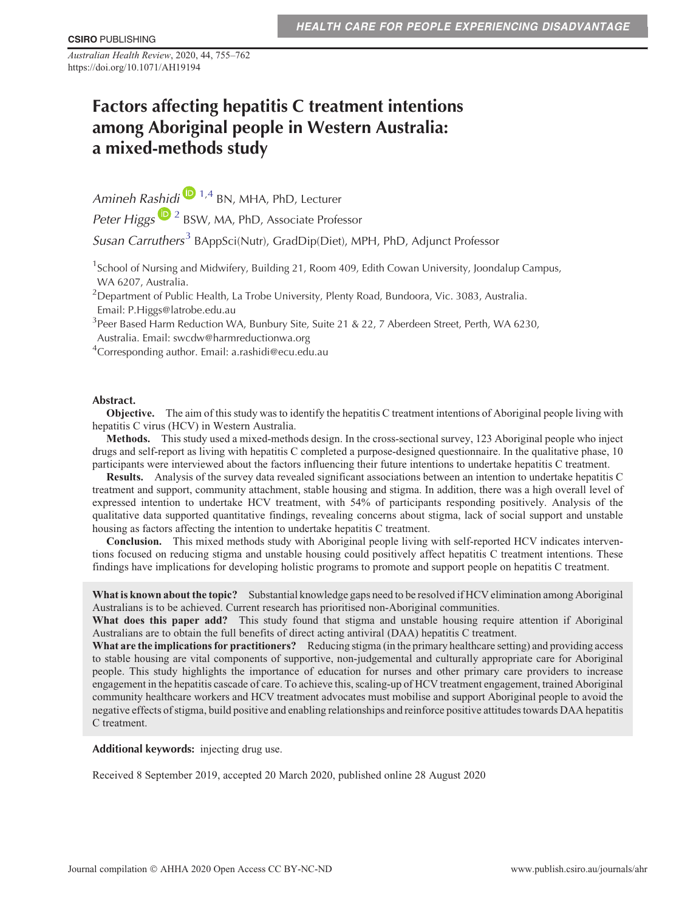HEALTH CARE FOR PEOPLE EXPERIENCING DISADVANTAGE

# Factors affecting hepatitis C treatment intentions among Aboriginal people in Western Australia: a mixed-methods study

*Amineh Rashidi* [1,4] BN, MHA, PhD, Lecturer

*Peter Higgs* [2] BSW, MA, PhD, Associate Professor

*Susan Carruthers* [3] BAppSci(Nutr), GradDip(Diet), MPH, PhD, Adjunct Professor

[1] School of Nursing and Midwifery, Building 21, Room 409, Edith Cowan University, Joondalup Campus, WA 6207, Australia.

[2] Department of Public Health, La Trobe University, Plenty Road, Bundoora, Vic. 3083, Australia. Email: P.Higgs@latrobe.edu.au

[3] Peer Based Harm Reduction WA, Bunbury Site, Suite 21 & 22, 7 Aberdeen Street, Perth, WA 6230, Australia. Email: swcdw@harmreductionwa.org

[4] Corresponding author. Email: a.rashidi@ecu.edu.au

**Abstract.**

**Objective.** The aim of this study was to identify the hepatitis C treatment intentions of Aboriginal people living with hepatitis C virus (HCV) in Western Australia.

**Methods.** This study used a mixed-methods design. In the cross-sectional survey, 123 Aboriginal people who inject drugs and self-report as living with hepatitis C completed a purpose-designed questionnaire. In the qualitative phase, 10 participants were interviewed about the factors influencing their future intentions to undertake hepatitis C treatment.

**Results.** Analysis of the survey data revealed significant associations between an intention to undertake hepatitis C treatment and support, community attachment, stable housing and stigma. In addition, there was a high overall level of expressed intention to undertake HCV treatment, with 54% of participants responding positively. Analysis of the qualitative data supported quantitative findings, revealing concerns about stigma, lack of social support and unstable housing as factors affecting the intention to undertake hepatitis C treatment.

**Conclusion.** This mixed methods study with Aboriginal people living with self-reported HCV indicates interventions focused on reducing stigma and unstable housing could positively affect hepatitis C treatment intentions. These findings have implications for developing holistic programs to promote and support people on hepatitis C treatment.

**What is known about the topic?** Substantial knowledge gaps need to be resolved if HCV elimination among Aboriginal Australians is to be achieved. Current research has prioritised non-Aboriginal communities.

**What does this paper add?** This study found that stigma and unstable housing require attention if Aboriginal Australians are to obtain the full benefits of direct acting antiviral (DAA) hepatitis C treatment.

**What are the implications for practitioners?** Reducing stigma (in the primary healthcare setting) and providing access to stable housing are vital components of supportive, non-judgemental and culturally appropriate care for Aboriginal people. This study highlights the importance of education for nurses and other primary care providers to increase engagement in the hepatitis cascade of care. To achieve this, scaling-up of HCV treatment engagement, trained Aboriginal community healthcare workers and HCV treatment advocates must mobilise and support Aboriginal people to avoid the negative effects of stigma, build positive and enabling relationships and reinforce positive attitudes towards DAA hepatitis C treatment.

**Additional keywords:** injecting drug use.

Received 8 September 2019, accepted 20 March 2020, published online 28 August 2020

Journal compilation © AHHA 2020 Open Access CC BY-NC-ND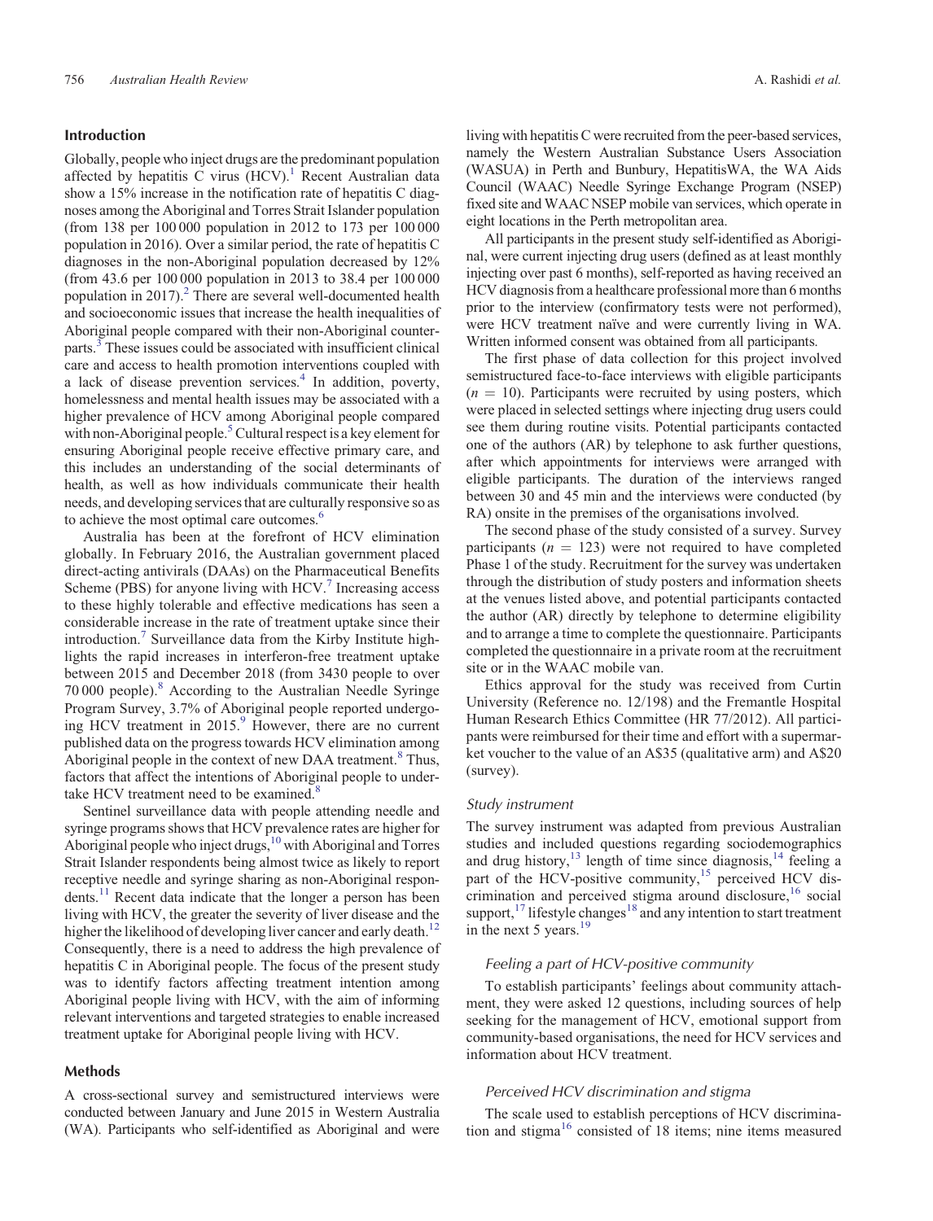## Introduction

Globally, people who inject drugs are the predominant population affected by hepatitis C virus (HCV).[1] Recent Australian data show a 15% increase in the notification rate of hepatitis C diagnoses among the Aboriginal and Torres Strait Islander population (from 138 per 100 000 population in 2012 to 173 per 100 000 population in 2016). Over a similar period, the rate of hepatitis C diagnoses in the non-Aboriginal population decreased by 12% (from 43.6 per 100 000 population in 2013 to 38.4 per 100 000 population in 2017).[2] There are several well-documented health and socioeconomic issues that increase the health inequalities of Aboriginal people compared with their non-Aboriginal counterparts.[3] These issues could be associated with insufficient clinical care and access to health promotion interventions coupled with a lack of disease prevention services.[4] In addition, poverty, homelessness and mental health issues may be associated with a higher prevalence of HCV among Aboriginal people compared with non-Aboriginal people.[5] Cultural respect is a key element for ensuring Aboriginal people receive effective primary care, and this includes an understanding of the social determinants of health, as well as how individuals communicate their health needs, and developing services that are culturally responsive so as to achieve the most optimal care outcomes.[6]

Australia has been at the forefront of HCV elimination globally. In February 2016, the Australian government placed direct-acting antivirals (DAAs) on the Pharmaceutical Benefits Scheme (PBS) for anyone living with HCV.[7] Increasing access to these highly tolerable and effective medications has seen a considerable increase in the rate of treatment uptake since their introduction.[7] Surveillance data from the Kirby Institute highlights the rapid increases in interferon-free treatment uptake between 2015 and December 2018 (from 3430 people to over 70 000 people).[8] According to the Australian Needle Syringe Program Survey, 3.7% of Aboriginal people reported undergoing HCV treatment in 2015.[9] However, there are no current published data on the progress towards HCV elimination among Aboriginal people in the context of new DAA treatment.[8] Thus, factors that affect the intentions of Aboriginal people to undertake HCV treatment need to be examined.[8]

Sentinel surveillance data with people attending needle and syringe programs shows that HCV prevalence rates are higher for Aboriginal people who inject drugs,[10] with Aboriginal and Torres Strait Islander respondents being almost twice as likely to report receptive needle and syringe sharing as non-Aboriginal respondents.[11] Recent data indicate that the longer a person has been living with HCV, the greater the severity of liver disease and the higher the likelihood of developing liver cancer and early death.[12] Consequently, there is a need to address the high prevalence of hepatitis C in Aboriginal people. The focus of the present study was to identify factors affecting treatment intention among Aboriginal people living with HCV, with the aim of informing relevant interventions and targeted strategies to enable increased treatment uptake for Aboriginal people living with HCV.

## Methods

A cross-sectional survey and semistructured interviews were conducted between January and June 2015 in Western Australia (WA). Participants who self-identified as Aboriginal and were living with hepatitis C were recruited from the peer-based services, namely the Western Australian Substance Users Association (WASUA) in Perth and Bunbury, HepatitisWA, the WA Aids Council (WAAC) Needle Syringe Exchange Program (NSEP) fixed site and WAAC NSEP mobile van services, which operate in eight locations in the Perth metropolitan area.

All participants in the present study self-identified as Aboriginal, were current injecting drug users (defined as at least monthly injecting over past 6 months), self-reported as having received an HCV diagnosis from a healthcare professional more than 6 months prior to the interview (confirmatory tests were not performed), were HCV treatment naïve and were currently living in WA. Written informed consent was obtained from all participants.

The first phase of data collection for this project involved semistructured face-to-face interviews with eligible participants ($n$ = 10). Participants were recruited by using posters, which were placed in selected settings where injecting drug users could see them during routine visits. Potential participants contacted one of the authors (AR) by telephone to ask further questions, after which appointments for interviews were arranged with eligible participants. The duration of the interviews ranged between 30 and 45 min and the interviews were conducted (by RA) onsite in the premises of the organisations involved.

The second phase of the study consisted of a survey. Survey participants ($n$ = 123) were not required to have completed Phase 1 of the study. Recruitment for the survey was undertaken through the distribution of study posters and information sheets at the venues listed above, and potential participants contacted the author (AR) directly by telephone to determine eligibility and to arrange a time to complete the questionnaire. Participants completed the questionnaire in a private room at the recruitment site or in the WAAC mobile van.

Ethics approval for the study was received from Curtin University (Reference no. 12/198) and the Fremantle Hospital Human Research Ethics Committee (HR 77/2012). All participants were reimbursed for their time and effort with a supermarket voucher to the value of an A$35 (qualitative arm) and A$20 (survey).

### *Study instrument*

The survey instrument was adapted from previous Australian studies and included questions regarding sociodemographics and drug history,[13] length of time since diagnosis,[14] feeling a part of the HCV-positive community,[15] perceived HCV discrimination and perceived stigma around disclosure,[16] social support,[17] lifestyle changes[18] and any intention to start treatment in the next 5 years.[19]

#### *Feeling a part of HCV-positive community*

To establish participants' feelings about community attachment, they were asked 12 questions, including sources of help seeking for the management of HCV, emotional support from community-based organisations, the need for HCV services and information about HCV treatment.

#### *Perceived HCV discrimination and stigma*

The scale used to establish perceptions of HCV discrimination and stigma[16] consisted of 18 items; nine items measured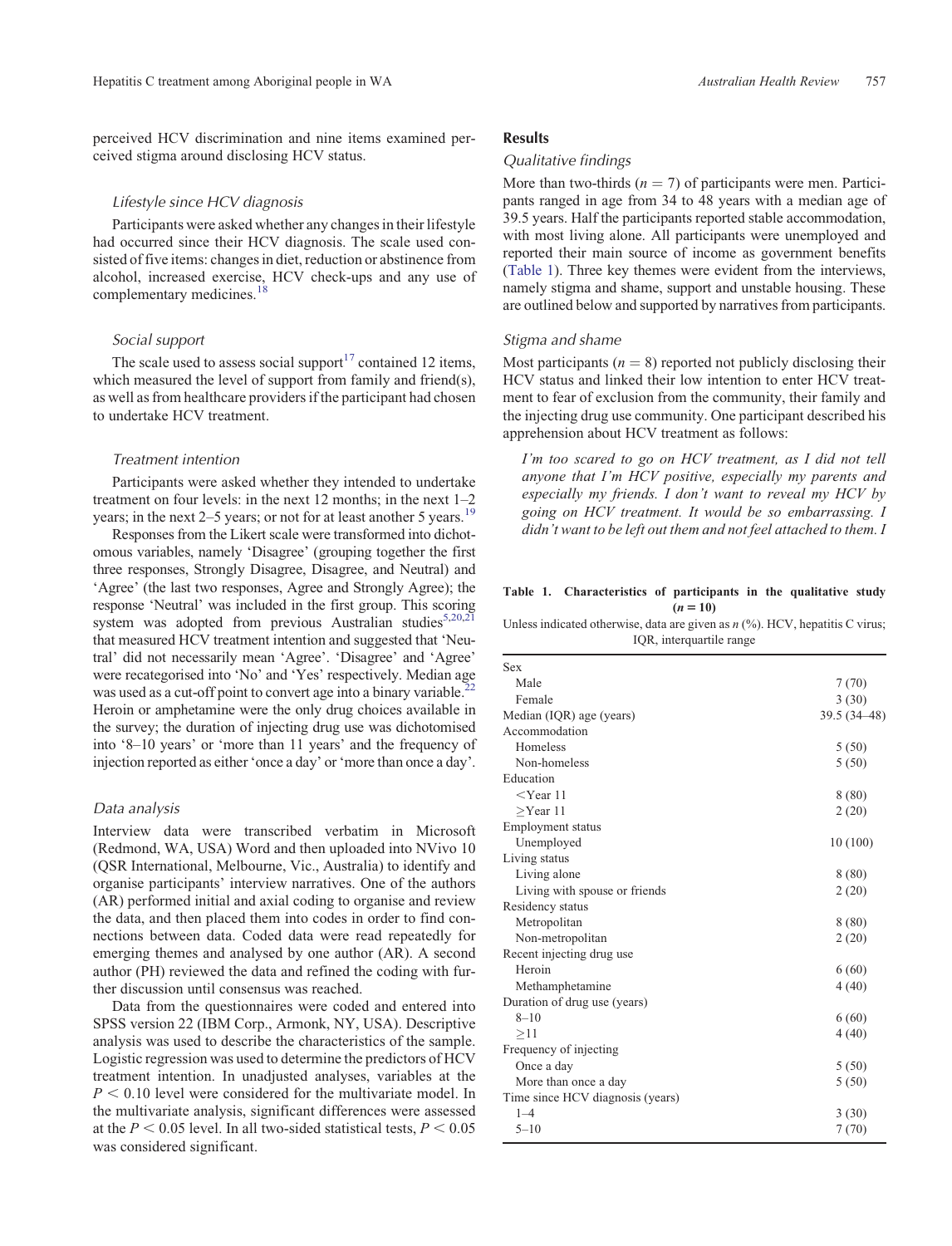perceived HCV discrimination and nine items examined perceived stigma around disclosing HCV status.

### *Lifestyle since HCV diagnosis*

Participants were asked whether any changes in their lifestyle had occurred since their HCV diagnosis. The scale used consisted of five items: changes in diet, reduction or abstinence from alcohol, increased exercise, HCV check-ups and any use of complementary medicines.[18]

### *Social support*

The scale used to assess social support[17] contained 12 items, which measured the level of support from family and friend(s), as well as from healthcare providers if the participant had chosen to undertake HCV treatment.

### *Treatment intention*

Participants were asked whether they intended to undertake treatment on four levels: in the next 12 months; in the next 1–2 years; in the next 2–5 years; or not for at least another 5 years.[19]

Responses from the Likert scale were transformed into dichotomous variables, namely 'Disagree' (grouping together the first three responses, Strongly Disagree, Disagree, and Neutral) and 'Agree' (the last two responses, Agree and Strongly Agree); the response 'Neutral' was included in the first group. This scoring system was adopted from previous Australian studies[5,20,21] that measured HCV treatment intention and suggested that 'Neutral' did not necessarily mean 'Agree'. 'Disagree' and 'Agree' were recategorised into 'No' and 'Yes' respectively. Median age was used as a cut-off point to convert age into a binary variable.[22] Heroin or amphetamine were the only drug choices available in the survey; the duration of injecting drug use was dichotomised into '8–10 years' or 'more than 11 years' and the frequency of injection reported as either 'once a day' or 'more than once a day'.

### *Data analysis*

Interview data were transcribed verbatim in Microsoft (Redmond, WA, USA) Word and then uploaded into NVivo 10 (QSR International, Melbourne, Vic., Australia) to identify and organise participants' interview narratives. One of the authors (AR) performed initial and axial coding to organise and review the data, and then placed them into codes in order to find connections between data. Coded data were read repeatedly for emerging themes and analysed by one author (AR). A second author (PH) reviewed the data and refined the coding with further discussion until consensus was reached.

Data from the questionnaires were coded and entered into SPSS version 22 (IBM Corp., Armonk, NY, USA). Descriptive analysis was used to describe the characteristics of the sample. Logistic regression was used to determine the predictors of HCV treatment intention. In unadjusted analyses, variables at the $P < 0.10$ level were considered for the multivariate model. In the multivariate analysis, significant differences were assessed at the $P < 0.05$ level. In all two-sided statistical tests, $P < 0.05$ was considered significant.

## Results

### *Qualitative findings*

More than two-thirds ($n = 7$) of participants were men. Participants ranged in age from 34 to 48 years with a median age of 39.5 years. Half the participants reported stable accommodation, with most living alone. All participants were unemployed and reported their main source of income as government benefits (Table 1). Three key themes were evident from the interviews, namely stigma and shame, support and unstable housing. These are outlined below and supported by narratives from participants.

### *Stigma and shame*

Most participants ($n = 8$) reported not publicly disclosing their HCV status and linked their low intention to enter HCV treatment to fear of exclusion from the community, their family and the injecting drug use community. One participant described his apprehension about HCV treatment as follows:

> *I'm too scared to go on HCV treatment, as I did not tell anyone that I'm HCV positive, especially my parents and especially my friends. I don't want to reveal my HCV by going on HCV treatment. It would be so embarrassing. I didn't want to be left out them and not feel attached to them. I*

**Table 1. Characteristics of participants in the qualitative study ($n = 10$)**

Unless indicated otherwise, data are given as $n$ (%). HCV, hepatitis C virus; IQR, interquartile range

| | |
|---|---|
| Sex | |
| Male | 7 (70) |
| Female | 3 (30) |
| Median (IQR) age (years) | 39.5 (34–48) |
| Accommodation | |
| Homeless | 5 (50) |
| Non-homeless | 5 (50) |
| Education | |
| <Year 11 | 8 (80) |
| ≥Year 11 | 2 (20) |
| Employment status | |
| Unemployed | 10 (100) |
| Living status | |
| Living alone | 8 (80) |
| Living with spouse or friends | 2 (20) |
| Residency status | |
| Metropolitan | 8 (80) |
| Non-metropolitan | 2 (20) |
| Recent injecting drug use | |
| Heroin | 6 (60) |
| Methamphetamine | 4 (40) |
| Duration of drug use (years) | |
| 8–10 | 6 (60) |
| ≥11 | 4 (40) |
| Frequency of injecting | |
| Once a day | 5 (50) |
| More than once a day | 5 (50) |
| Time since HCV diagnosis (years) | |
| 1–4 | 3 (30) |
| 5–10 | 7 (70) |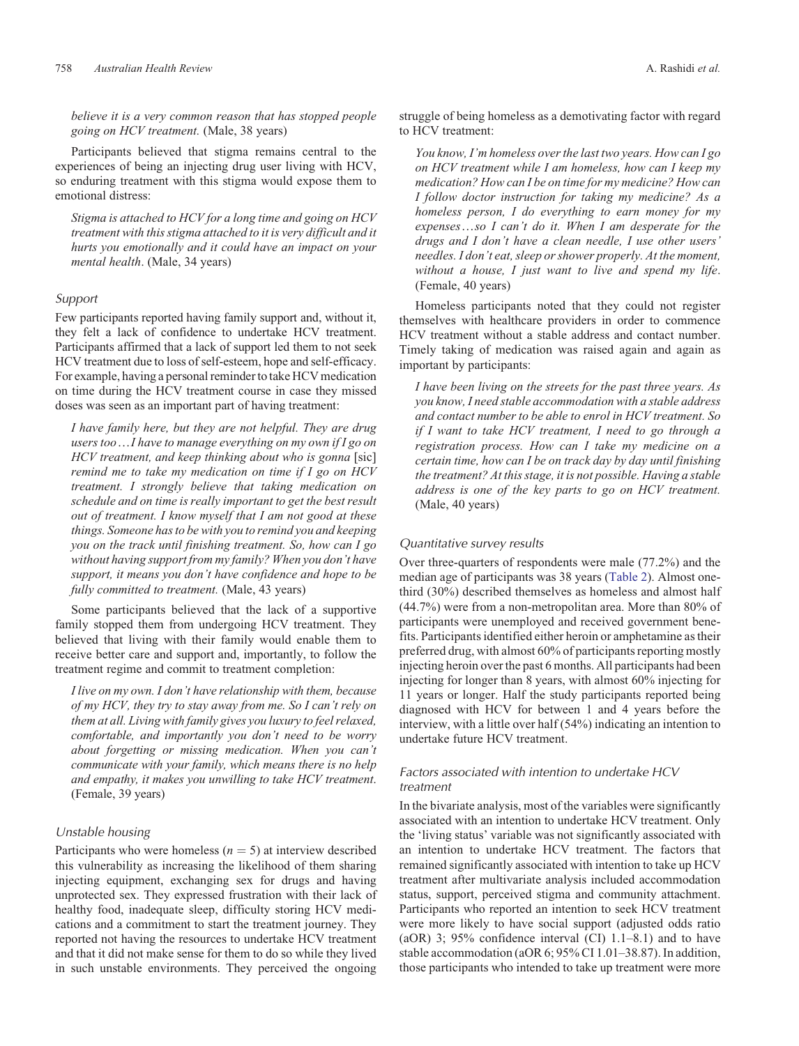*believe it is a very common reason that has stopped people going on HCV treatment.* (Male, 38 years)

Participants believed that stigma remains central to the experiences of being an injecting drug user living with HCV, so enduring treatment with this stigma would expose them to emotional distress:

> *Stigma is attached to HCV for a long time and going on HCV treatment with this stigma attached to it is very difficult and it hurts you emotionally and it could have an impact on your mental health*. (Male, 34 years)

### Support

Few participants reported having family support and, without it, they felt a lack of confidence to undertake HCV treatment. Participants affirmed that a lack of support led them to not seek HCV treatment due to loss of self-esteem, hope and self-efficacy. For example, having a personal reminder to take HCV medication on time during the HCV treatment course in case they missed doses was seen as an important part of having treatment:

> *I have family here, but they are not helpful. They are drug users too…I have to manage everything on my own if I go on HCV treatment, and keep thinking about who is gonna* [sic] *remind me to take my medication on time if I go on HCV treatment. I strongly believe that taking medication on schedule and on time is really important to get the best result out of treatment. I know myself that I am not good at these things. Someone has to be with you to remind you and keeping you on the track until finishing treatment. So, how can I go without having support from my family? When you don't have support, it means you don't have confidence and hope to be fully committed to treatment.* (Male, 43 years)

Some participants believed that the lack of a supportive family stopped them from undergoing HCV treatment. They believed that living with their family would enable them to receive better care and support and, importantly, to follow the treatment regime and commit to treatment completion:

> *I live on my own. I don't have relationship with them, because of my HCV, they try to stay away from me. So I can't rely on them at all. Living with family gives you luxury to feel relaxed, comfortable, and importantly you don't need to be worry about forgetting or missing medication. When you can't communicate with your family, which means there is no help and empathy, it makes you unwilling to take HCV treatment*. (Female, 39 years)

### Unstable housing

Participants who were homeless ($n = 5$) at interview described this vulnerability as increasing the likelihood of them sharing injecting equipment, exchanging sex for drugs and having unprotected sex. They expressed frustration with their lack of healthy food, inadequate sleep, difficulty storing HCV medications and a commitment to start the treatment journey. They reported not having the resources to undertake HCV treatment and that it did not make sense for them to do so while they lived in such unstable environments. They perceived the ongoing struggle of being homeless as a demotivating factor with regard to HCV treatment:

> *You know, I'm homeless over the last two years. How can I go on HCV treatment while I am homeless, how can I keep my medication? How can I be on time for my medicine? How can I follow doctor instruction for taking my medicine? As a homeless person, I do everything to earn money for my expenses…so I can't do it. When I am desperate for the drugs and I don't have a clean needle, I use other users' needles. I don't eat, sleep or shower properly. At the moment, without a house, I just want to live and spend my life*. (Female, 40 years)

Homeless participants noted that they could not register themselves with healthcare providers in order to commence HCV treatment without a stable address and contact number. Timely taking of medication was raised again and again as important by participants:

> *I have been living on the streets for the past three years. As you know, I need stable accommodation with a stable address and contact number to be able to enrol in HCV treatment. So if I want to take HCV treatment, I need to go through a registration process. How can I take my medicine on a certain time, how can I be on track day by day until finishing the treatment? At this stage, it is not possible. Having a stable address is one of the key parts to go on HCV treatment.* (Male, 40 years)

### Quantitative survey results

Over three-quarters of respondents were male (77.2%) and the median age of participants was 38 years (Table 2). Almost one-third (30%) described themselves as homeless and almost half (44.7%) were from a non-metropolitan area. More than 80% of participants were unemployed and received government benefits. Participants identified either heroin or amphetamine as their preferred drug, with almost 60% of participants reporting mostly injecting heroin over the past 6 months. All participants had been injecting for longer than 8 years, with almost 60% injecting for 11 years or longer. Half the study participants reported being diagnosed with HCV for between 1 and 4 years before the interview, with a little over half (54%) indicating an intention to undertake future HCV treatment.

### Factors associated with intention to undertake HCV treatment

In the bivariate analysis, most of the variables were significantly associated with an intention to undertake HCV treatment. Only the 'living status' variable was not significantly associated with an intention to undertake HCV treatment. The factors that remained significantly associated with intention to take up HCV treatment after multivariate analysis included accommodation status, support, perceived stigma and community attachment. Participants who reported an intention to seek HCV treatment were more likely to have social support (adjusted odds ratio (aOR) 3; 95% confidence interval (CI) 1.1–8.1) and to have stable accommodation (aOR 6; 95% CI 1.01–38.87). In addition, those participants who intended to take up treatment were more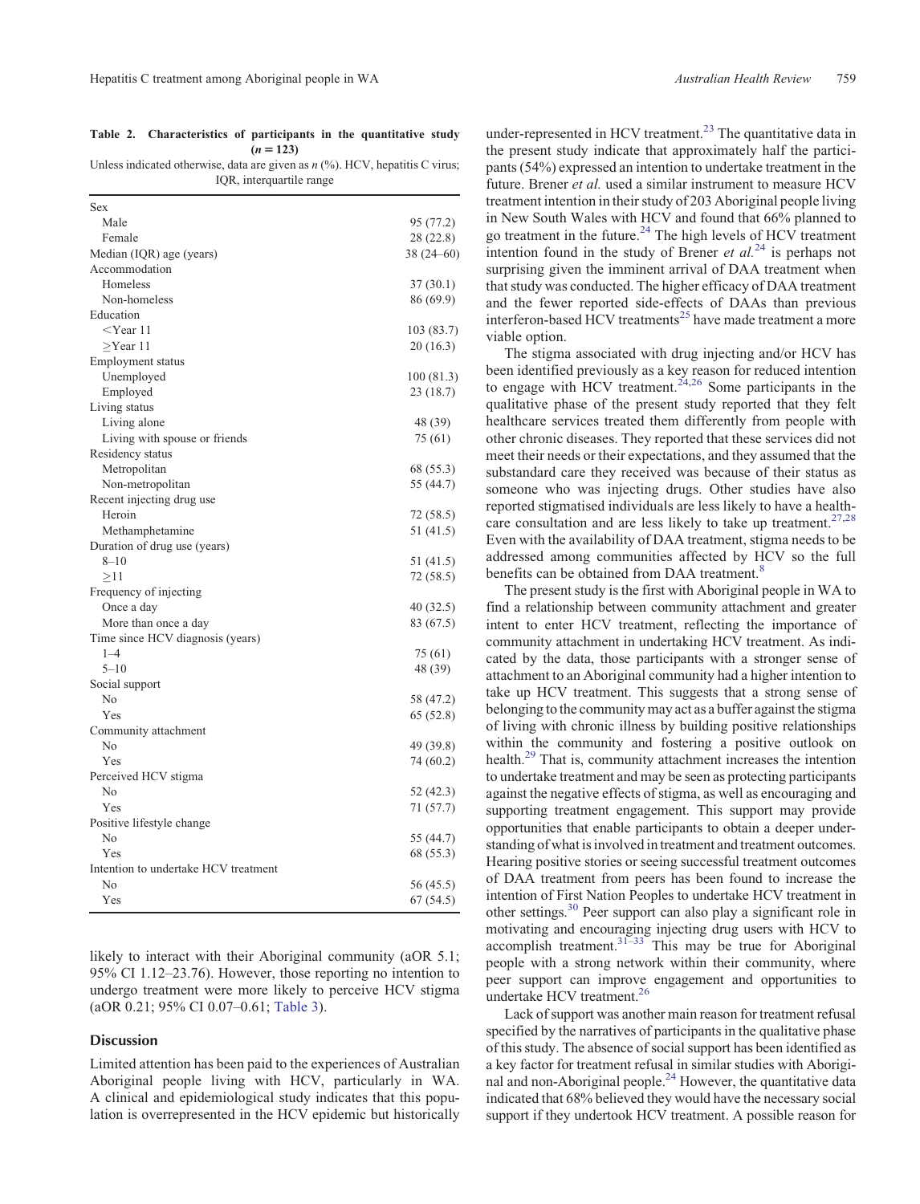**Table 2. Characteristics of participants in the quantitative study ($n = 123$)**

Unless indicated otherwise, data are given as *n* (%). HCV, hepatitis C virus; IQR, interquartile range

| | |
|---|---|
| Sex | |
| Male | 95 (77.2) |
| Female | 28 (22.8) |
| Median (IQR) age (years) | 38 (24–60) |
| Accommodation | |
| Homeless | 37 (30.1) |
| Non-homeless | 86 (69.9) |
| Education | |
| <Year 11 | 103 (83.7) |
| ≥Year 11 | 20 (16.3) |
| Employment status | |
| Unemployed | 100 (81.3) |
| Employed | 23 (18.7) |
| Living status | |
| Living alone | 48 (39) |
| Living with spouse or friends | 75 (61) |
| Residency status | |
| Metropolitan | 68 (55.3) |
| Non-metropolitan | 55 (44.7) |
| Recent injecting drug use | |
| Heroin | 72 (58.5) |
| Methamphetamine | 51 (41.5) |
| Duration of drug use (years) | |
| 8–10 | 51 (41.5) |
| ≥11 | 72 (58.5) |
| Frequency of injecting | |
| Once a day | 40 (32.5) |
| More than once a day | 83 (67.5) |
| Time since HCV diagnosis (years) | |
| 1–4 | 75 (61) |
| 5–10 | 48 (39) |
| Social support | |
| No | 58 (47.2) |
| Yes | 65 (52.8) |
| Community attachment | |
| No | 49 (39.8) |
| Yes | 74 (60.2) |
| Perceived HCV stigma | |
| No | 52 (42.3) |
| Yes | 71 (57.7) |
| Positive lifestyle change | |
| No | 55 (44.7) |
| Yes | 68 (55.3) |
| Intention to undertake HCV treatment | |
| No | 56 (45.5) |
| Yes | 67 (54.5) |

likely to interact with their Aboriginal community (aOR 5.1; 95% CI 1.12–23.76). However, those reporting no intention to undergo treatment were more likely to perceive HCV stigma (aOR 0.21; 95% CI 0.07–0.61; Table 3).

## Discussion

Limited attention has been paid to the experiences of Australian Aboriginal people living with HCV, particularly in WA. A clinical and epidemiological study indicates that this population is overrepresented in the HCV epidemic but historically under-represented in HCV treatment.[23] The quantitative data in the present study indicate that approximately half the participants (54%) expressed an intention to undertake treatment in the future. Brener *et al.* used a similar instrument to measure HCV treatment intention in their study of 203 Aboriginal people living in New South Wales with HCV and found that 66% planned to go treatment in the future.[24] The high levels of HCV treatment intention found in the study of Brener *et al.*[24] is perhaps not surprising given the imminent arrival of DAA treatment when that study was conducted. The higher efficacy of DAA treatment and the fewer reported side-effects of DAAs than previous interferon-based HCV treatments[25] have made treatment a more viable option.

The stigma associated with drug injecting and/or HCV has been identified previously as a key reason for reduced intention to engage with HCV treatment.[24,26] Some participants in the qualitative phase of the present study reported that they felt healthcare services treated them differently from people with other chronic diseases. They reported that these services did not meet their needs or their expectations, and they assumed that the substandard care they received was because of their status as someone who was injecting drugs. Other studies have also reported stigmatised individuals are less likely to have a healthcare consultation and are less likely to take up treatment.[27,28] Even with the availability of DAA treatment, stigma needs to be addressed among communities affected by HCV so the full benefits can be obtained from DAA treatment.[8]

The present study is the first with Aboriginal people in WA to find a relationship between community attachment and greater intent to enter HCV treatment, reflecting the importance of community attachment in undertaking HCV treatment. As indicated by the data, those participants with a stronger sense of attachment to an Aboriginal community had a higher intention to take up HCV treatment. This suggests that a strong sense of belonging to the community may act as a buffer against the stigma of living with chronic illness by building positive relationships within the community and fostering a positive outlook on health.[29] That is, community attachment increases the intention to undertake treatment and may be seen as protecting participants against the negative effects of stigma, as well as encouraging and supporting treatment engagement. This support may provide opportunities that enable participants to obtain a deeper understanding of what is involved in treatment and treatment outcomes. Hearing positive stories or seeing successful treatment outcomes of DAA treatment from peers has been found to increase the intention of First Nation Peoples to undertake HCV treatment in other settings.[30] Peer support can also play a significant role in motivating and encouraging injecting drug users with HCV to accomplish treatment.[31–33] This may be true for Aboriginal people with a strong network within their community, where peer support can improve engagement and opportunities to undertake HCV treatment.[26]

Lack of support was another main reason for treatment refusal specified by the narratives of participants in the qualitative phase of this study. The absence of social support has been identified as a key factor for treatment refusal in similar studies with Aboriginal and non-Aboriginal people.[24] However, the quantitative data indicated that 68% believed they would have the necessary social support if they undertook HCV treatment. A possible reason for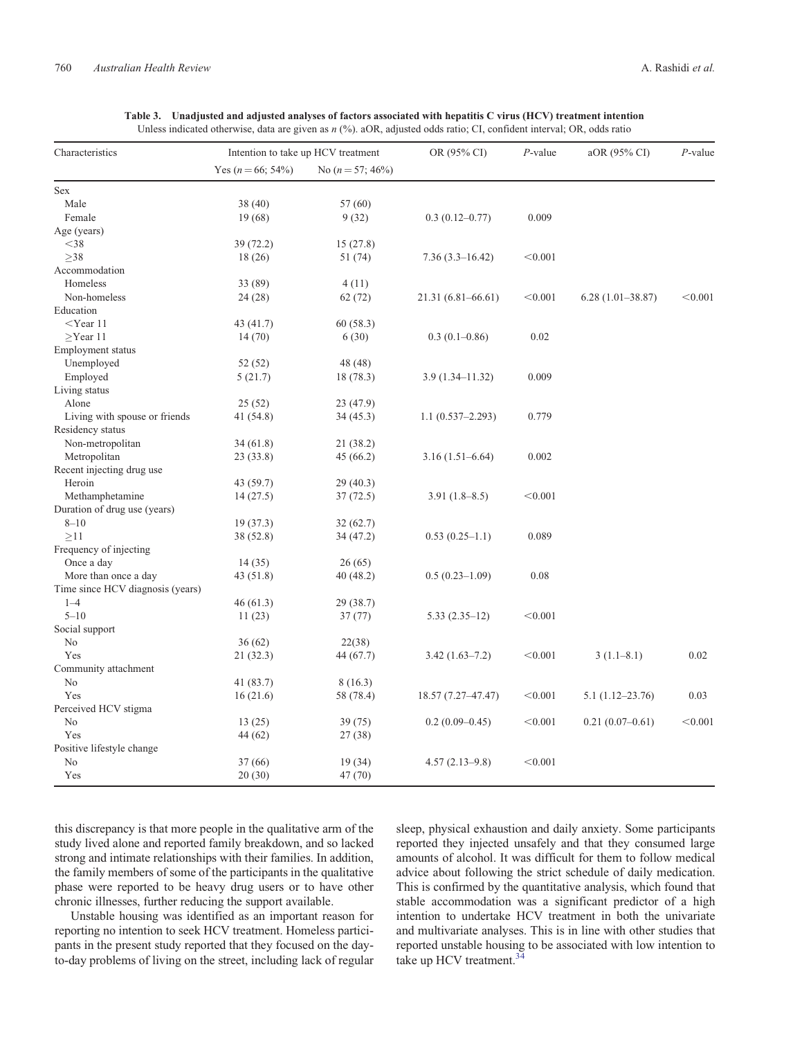**Table 3. Unadjusted and adjusted analyses of factors associated with hepatitis C virus (HCV) treatment intention**
Unless indicated otherwise, data are given as *n* (%). aOR, adjusted odds ratio; CI, confident interval; OR, odds ratio

| Characteristics | Intention to take up HCV treatment | | OR (95% CI) | *P*-value | aOR (95% CI) | *P*-value |
|---|---|---|---|---|---|---|
| | Yes (*n* = 66; 54%) | No (*n* = 57; 46%) | | | | |
| Sex | | | | | | |
| Male | 38 (40) | 57 (60) | | | | |
| Female | 19 (68) | 9 (32) | 0.3 (0.12–0.77) | 0.009 | | |
| Age (years) | | | | | | |
| <38 | 39 (72.2) | 15 (27.8) | | | | |
| ≥38 | 18 (26) | 51 (74) | 7.36 (3.3–16.42) | <0.001 | | |
| Accommodation | | | | | | |
| Homeless | 33 (89) | 4 (11) | | | | |
| Non-homeless | 24 (28) | 62 (72) | 21.31 (6.81–66.61) | <0.001 | 6.28 (1.01–38.87) | <0.001 |
| Education | | | | | | |
| <Year 11 | 43 (41.7) | 60 (58.3) | | | | |
| ≥Year 11 | 14 (70) | 6 (30) | 0.3 (0.1–0.86) | 0.02 | | |
| Employment status | | | | | | |
| Unemployed | 52 (52) | 48 (48) | | | | |
| Employed | 5 (21.7) | 18 (78.3) | 3.9 (1.34–11.32) | 0.009 | | |
| Living status | | | | | | |
| Alone | 25 (52) | 23 (47.9) | | | | |
| Living with spouse or friends | 41 (54.8) | 34 (45.3) | 1.1 (0.537–2.293) | 0.779 | | |
| Residency status | | | | | | |
| Non-metropolitan | 34 (61.8) | 21 (38.2) | | | | |
| Metropolitan | 23 (33.8) | 45 (66.2) | 3.16 (1.51–6.64) | 0.002 | | |
| Recent injecting drug use | | | | | | |
| Heroin | 43 (59.7) | 29 (40.3) | | | | |
| Methamphetamine | 14 (27.5) | 37 (72.5) | 3.91 (1.8–8.5) | <0.001 | | |
| Duration of drug use (years) | | | | | | |
| 8–10 | 19 (37.3) | 32 (62.7) | | | | |
| ≥11 | 38 (52.8) | 34 (47.2) | 0.53 (0.25–1.1) | 0.089 | | |
| Frequency of injecting | | | | | | |
| Once a day | 14 (35) | 26 (65) | | | | |
| More than once a day | 43 (51.8) | 40 (48.2) | 0.5 (0.23–1.09) | 0.08 | | |
| Time since HCV diagnosis (years) | | | | | | |
| 1–4 | 46 (61.3) | 29 (38.7) | | | | |
| 5–10 | 11 (23) | 37 (77) | 5.33 (2.35–12) | <0.001 | | |
| Social support | | | | | | |
| No | 36 (62) | 22(38) | | | | |
| Yes | 21 (32.3) | 44 (67.7) | 3.42 (1.63–7.2) | <0.001 | 3 (1.1–8.1) | 0.02 |
| Community attachment | | | | | | |
| No | 41 (83.7) | 8 (16.3) | | | | |
| Yes | 16 (21.6) | 58 (78.4) | 18.57 (7.27–47.47) | <0.001 | 5.1 (1.12–23.76) | 0.03 |
| Perceived HCV stigma | | | | | | |
| No | 13 (25) | 39 (75) | 0.2 (0.09–0.45) | <0.001 | 0.21 (0.07–0.61) | <0.001 |
| Yes | 44 (62) | 27 (38) | | | | |
| Positive lifestyle change | | | | | | |
| No | 37 (66) | 19 (34) | 4.57 (2.13–9.8) | <0.001 | | |
| Yes | 20 (30) | 47 (70) | | | | |

this discrepancy is that more people in the qualitative arm of the study lived alone and reported family breakdown, and so lacked strong and intimate relationships with their families. In addition, the family members of some of the participants in the qualitative phase were reported to be heavy drug users or to have other chronic illnesses, further reducing the support available.

Unstable housing was identified as an important reason for reporting no intention to seek HCV treatment. Homeless participants in the present study reported that they focused on the day-to-day problems of living on the street, including lack of regular sleep, physical exhaustion and daily anxiety. Some participants reported they injected unsafely and that they consumed large amounts of alcohol. It was difficult for them to follow medical advice about following the strict schedule of daily medication. This is confirmed by the quantitative analysis, which found that stable accommodation was a significant predictor of a high intention to undertake HCV treatment in both the univariate and multivariate analyses. This is in line with other studies that reported unstable housing to be associated with low intention to take up HCV treatment.[34]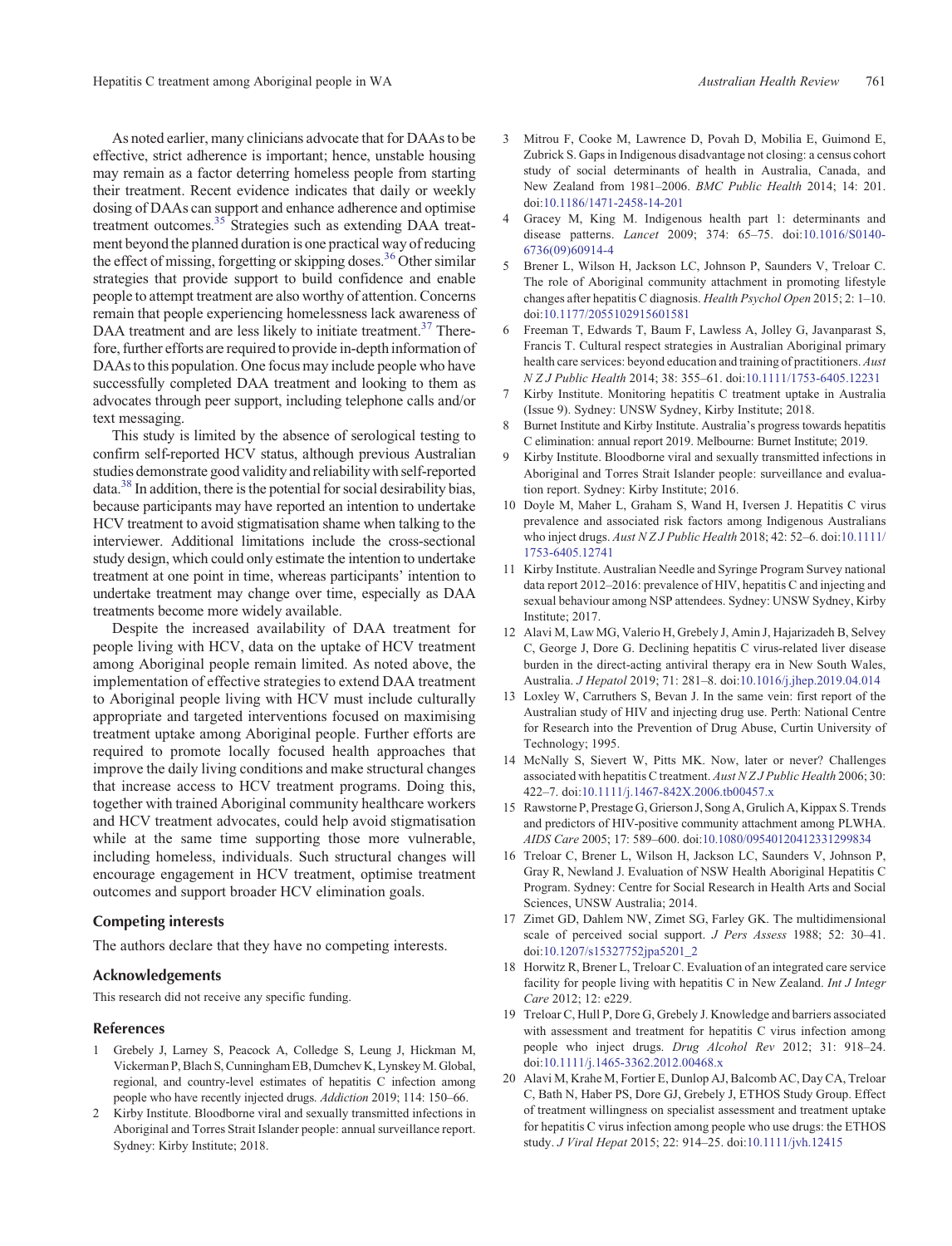As noted earlier, many clinicians advocate that for DAAs to be effective, strict adherence is important; hence, unstable housing may remain as a factor deterring homeless people from starting their treatment. Recent evidence indicates that daily or weekly dosing of DAAs can support and enhance adherence and optimise treatment outcomes.[35] Strategies such as extending DAA treatment beyond the planned duration is one practical way of reducing the effect of missing, forgetting or skipping doses.[36] Other similar strategies that provide support to build confidence and enable people to attempt treatment are also worthy of attention. Concerns remain that people experiencing homelessness lack awareness of DAA treatment and are less likely to initiate treatment.[37] Therefore, further efforts are required to provide in-depth information of DAAs to this population. One focus may include people who have successfully completed DAA treatment and looking to them as advocates through peer support, including telephone calls and/or text messaging.

This study is limited by the absence of serological testing to confirm self-reported HCV status, although previous Australian studies demonstrate good validity and reliability with self-reported data.[38] In addition, there is the potential for social desirability bias, because participants may have reported an intention to undertake HCV treatment to avoid stigmatisation shame when talking to the interviewer. Additional limitations include the cross-sectional study design, which could only estimate the intention to undertake treatment at one point in time, whereas participants' intention to undertake treatment may change over time, especially as DAA treatments become more widely available.

Despite the increased availability of DAA treatment for people living with HCV, data on the uptake of HCV treatment among Aboriginal people remain limited. As noted above, the implementation of effective strategies to extend DAA treatment to Aboriginal people living with HCV must include culturally appropriate and targeted interventions focused on maximising treatment uptake among Aboriginal people. Further efforts are required to promote locally focused health approaches that improve the daily living conditions and make structural changes that increase access to HCV treatment programs. Doing this, together with trained Aboriginal community healthcare workers and HCV treatment advocates, could help avoid stigmatisation while at the same time supporting those more vulnerable, including homeless, individuals. Such structural changes will encourage engagement in HCV treatment, optimise treatment outcomes and support broader HCV elimination goals.

## Competing interests

The authors declare that they have no competing interests.

## Acknowledgements

This research did not receive any specific funding.

## References

1. Grebely J, Larney S, Peacock A, Colledge S, Leung J, Hickman M, Vickerman P, Blach S, Cunningham EB, Dumchev K, Lynskey M. Global, regional, and country-level estimates of hepatitis C infection among people who have recently injected drugs. *Addiction* 2019; 114: 150–66.
2. Kirby Institute. Bloodborne viral and sexually transmitted infections in Aboriginal and Torres Strait Islander people: annual surveillance report. Sydney: Kirby Institute; 2018.
3. Mitrou F, Cooke M, Lawrence D, Povah D, Mobilia E, Guimond E, Zubrick S. Gaps in Indigenous disadvantage not closing: a census cohort study of social determinants of health in Australia, Canada, and New Zealand from 1981–2006. *BMC Public Health* 2014; 14: 201. doi:10.1186/1471-2458-14-201
4. Gracey M, King M. Indigenous health part 1: determinants and disease patterns. *Lancet* 2009; 374: 65–75. doi:10.1016/S0140-6736(09)60914-4
5. Brener L, Wilson H, Jackson LC, Johnson P, Saunders V, Treloar C. The role of Aboriginal community attachment in promoting lifestyle changes after hepatitis C diagnosis. *Health Psychol Open* 2015; 2: 1–10. doi:10.1177/2055102915601581
6. Freeman T, Edwards T, Baum F, Lawless A, Jolley G, Javanparast S, Francis T. Cultural respect strategies in Australian Aboriginal primary health care services: beyond education and training of practitioners. *Aust N Z J Public Health* 2014; 38: 355–61. doi:10.1111/1753-6405.12231
7. Kirby Institute. Monitoring hepatitis C treatment uptake in Australia (Issue 9). Sydney: UNSW Sydney, Kirby Institute; 2018.
8. Burnet Institute and Kirby Institute. Australia's progress towards hepatitis C elimination: annual report 2019. Melbourne: Burnet Institute; 2019.
9. Kirby Institute. Bloodborne viral and sexually transmitted infections in Aboriginal and Torres Strait Islander people: surveillance and evaluation report. Sydney: Kirby Institute; 2016.
10. Doyle M, Maher L, Graham S, Wand H, Iversen J. Hepatitis C virus prevalence and associated risk factors among Indigenous Australians who inject drugs. *Aust N Z J Public Health* 2018; 42: 52–6. doi:10.1111/1753-6405.12741
11. Kirby Institute. Australian Needle and Syringe Program Survey national data report 2012–2016: prevalence of HIV, hepatitis C and injecting and sexual behaviour among NSP attendees. Sydney: UNSW Sydney, Kirby Institute; 2017.
12. Alavi M, Law MG, Valerio H, Grebely J, Amin J, Hajarizadeh B, Selvey C, George J, Dore G. Declining hepatitis C virus-related liver disease burden in the direct-acting antiviral therapy era in New South Wales, Australia. *J Hepatol* 2019; 71: 281–8. doi:10.1016/j.jhep.2019.04.014
13. Loxley W, Carruthers S, Bevan J. In the same vein: first report of the Australian study of HIV and injecting drug use. Perth: National Centre for Research into the Prevention of Drug Abuse, Curtin University of Technology; 1995.
14. McNally S, Sievert W, Pitts MK. Now, later or never? Challenges associated with hepatitis C treatment. *Aust N Z J Public Health* 2006; 30: 422–7. doi:10.1111/j.1467-842X.2006.tb00457.x
15. Rawstorne P, Prestage G, Grierson J, Song A, Grulich A, Kippax S. Trends and predictors of HIV-positive community attachment among PLWHA. *AIDS Care* 2005; 17: 589–600. doi:10.1080/09540120412331299834
16. Treloar C, Brener L, Wilson H, Jackson LC, Saunders V, Johnson P, Gray R, Newland J. Evaluation of NSW Health Aboriginal Hepatitis C Program. Sydney: Centre for Social Research in Health Arts and Social Sciences, UNSW Australia; 2014.
17. Zimet GD, Dahlem NW, Zimet SG, Farley GK. The multidimensional scale of perceived social support. *J Pers Assess* 1988; 52: 30–41. doi:10.1207/s15327752jpa5201_2
18. Horwitz R, Brener L, Treloar C. Evaluation of an integrated care service facility for people living with hepatitis C in New Zealand. *Int J Integr Care* 2012; 12: e229.
19. Treloar C, Hull P, Dore G, Grebely J. Knowledge and barriers associated with assessment and treatment for hepatitis C virus infection among people who inject drugs. *Drug Alcohol Rev* 2012; 31: 918–24. doi:10.1111/j.1465-3362.2012.00468.x
20. Alavi M, Krahe M, Fortier E, Dunlop AJ, Balcomb AC, Day CA, Treloar C, Bath N, Haber PS, Dore GJ, Grebely J, ETHOS Study Group. Effect of treatment willingness on specialist assessment and treatment uptake for hepatitis C virus infection among people who use drugs: the ETHOS study. *J Viral Hepat* 2015; 22: 914–25. doi:10.1111/jvh.12415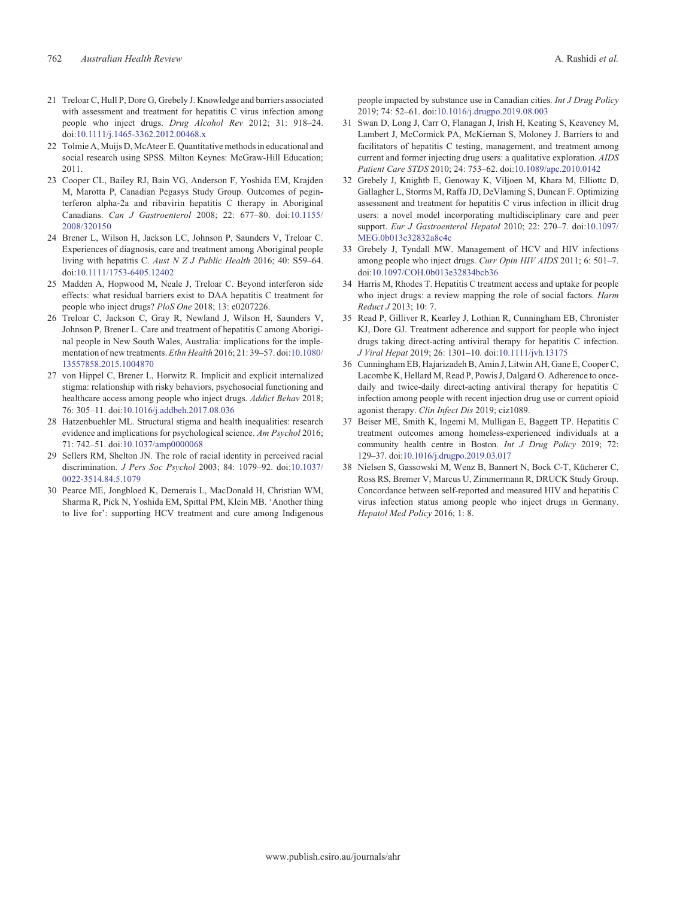21 Treloar C, Hull P, Dore G, Grebely J. Knowledge and barriers associated with assessment and treatment for hepatitis C virus infection among people who inject drugs. *Drug Alcohol Rev* 2012; 31: 918–24. doi:10.1111/j.1465-3362.2012.00468.x

22 Tolmie A, Muijs D, McAteer E. Quantitative methods in educational and social research using SPSS. Milton Keynes: McGraw-Hill Education; 2011.

23 Cooper CL, Bailey RJ, Bain VG, Anderson F, Yoshida EM, Krajden M, Marotta P, Canadian Pegasys Study Group. Outcomes of peginterferon alpha-2a and ribavirin hepatitis C therapy in Aboriginal Canadians. *Can J Gastroenterol* 2008; 22: 677–80. doi:10.1155/2008/320150

24 Brener L, Wilson H, Jackson LC, Johnson P, Saunders V, Treloar C. Experiences of diagnosis, care and treatment among Aboriginal people living with hepatitis C. *Aust N Z J Public Health* 2016; 40: S59–64. doi:10.1111/1753-6405.12402

25 Madden A, Hopwood M, Neale J, Treloar C. Beyond interferon side effects: what residual barriers exist to DAA hepatitis C treatment for people who inject drugs? *PloS One* 2018; 13: e0207226.

26 Treloar C, Jackson C, Gray R, Newland J, Wilson H, Saunders V, Johnson P, Brener L. Care and treatment of hepatitis C among Aboriginal people in New South Wales, Australia: implications for the implementation of new treatments. *Ethn Health* 2016; 21: 39–57. doi:10.1080/13557858.2015.1004870

27 von Hippel C, Brener L, Horwitz R. Implicit and explicit internalized stigma: relationship with risky behaviors, psychosocial functioning and healthcare access among people who inject drugs. *Addict Behav* 2018; 76: 305–11. doi:10.1016/j.addbeh.2017.08.036

28 Hatzenbuehler ML. Structural stigma and health inequalities: research evidence and implications for psychological science. *Am Psychol* 2016; 71: 742–51. doi:10.1037/amp0000068

29 Sellers RM, Shelton JN. The role of racial identity in perceived racial discrimination. *J Pers Soc Psychol* 2003; 84: 1079–92. doi:10.1037/0022-3514.84.5.1079

30 Pearce ME, Jongbloed K, Demerais L, MacDonald H, Christian WM, Sharma R, Pick N, Yoshida EM, Spittal PM, Klein MB. 'Another thing to live for': supporting HCV treatment and cure among Indigenous people impacted by substance use in Canadian cities. *Int J Drug Policy* 2019; 74: 52–61. doi:10.1016/j.drugpo.2019.08.003

31 Swan D, Long J, Carr O, Flanagan J, Irish H, Keating S, Keaveney M, Lambert J, McCormick PA, McKiernan S, Moloney J. Barriers to and facilitators of hepatitis C testing, management, and treatment among current and former injecting drug users: a qualitative exploration. *AIDS Patient Care STDS* 2010; 24: 753–62. doi:10.1089/apc.2010.0142

32 Grebely J, Knightb E, Genoway K, Viljoen M, Khara M, Elliottc D, Gallagher L, Storms M, Raffa JD, DeVlaming S, Duncan F. Optimizing assessment and treatment for hepatitis C virus infection in illicit drug users: a novel model incorporating multidisciplinary care and peer support. *Eur J Gastroenterol Hepatol* 2010; 22: 270–7. doi:10.1097/MEG.0b013e32832a8c4c

33 Grebely J, Tyndall MW. Management of HCV and HIV infections among people who inject drugs. *Curr Opin HIV AIDS* 2011; 6: 501–7. doi:10.1097/COH.0b013e32834bcb36

34 Harris M, Rhodes T. Hepatitis C treatment access and uptake for people who inject drugs: a review mapping the role of social factors. *Harm Reduct J* 2013; 10: 7.

35 Read P, Gilliver R, Kearley J, Lothian R, Cunningham EB, Chronister KJ, Dore GJ. Treatment adherence and support for people who inject drugs taking direct-acting antiviral therapy for hepatitis C infection. *J Viral Hepat* 2019; 26: 1301–10. doi:10.1111/jvh.13175

36 Cunningham EB, Hajarizadeh B, Amin J, Litwin AH, Gane E, Cooper C, Lacombe K, Hellard M, Read P, Powis J, Dalgard O. Adherence to once-daily and twice-daily direct-acting antiviral therapy for hepatitis C infection among people with recent injection drug use or current opioid agonist therapy. *Clin Infect Dis* 2019; ciz1089.

37 Beiser ME, Smith K, Ingemi M, Mulligan E, Baggett TP. Hepatitis C treatment outcomes among homeless-experienced individuals at a community health centre in Boston. *Int J Drug Policy* 2019; 72: 129–37. doi:10.1016/j.drugpo.2019.03.017

38 Nielsen S, Gassowski M, Wenz B, Bannert N, Bock C-T, Kücherer C, Ross RS, Bremer V, Marcus U, Zimmermann R, DRUCK Study Group. Concordance between self-reported and measured HIV and hepatitis C virus infection status among people who inject drugs in Germany. *Hepatol Med Policy* 2016; 1: 8.